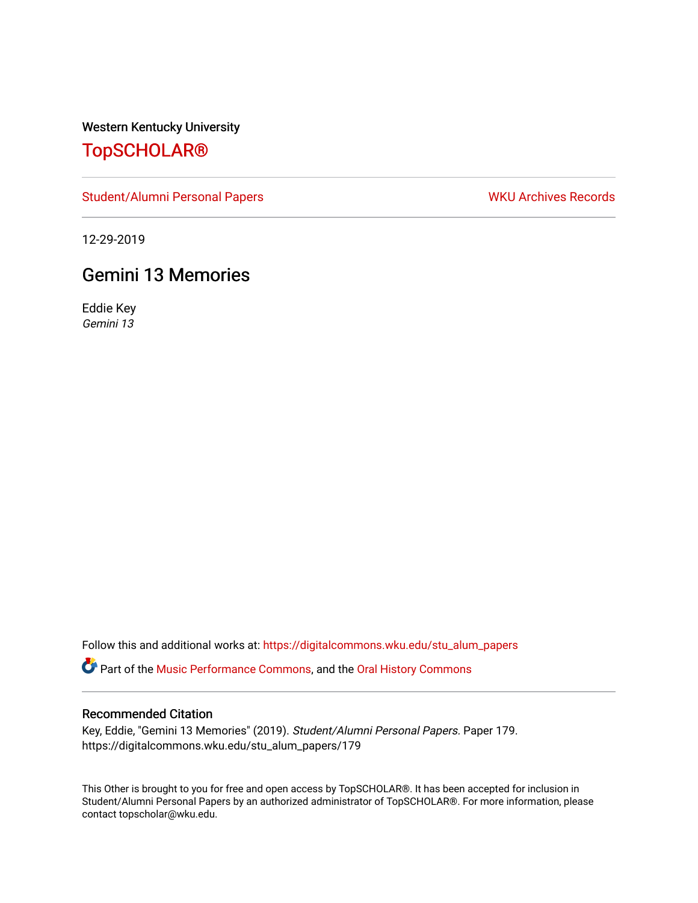Western Kentucky University

# TopSCHOLAR®

Student/Alumni Personal Papers | WKU Archives Records

12-29-2019

## Gemini 13 Memories

Eddie Key
*Gemini 13*

Follow this and additional works at: https://digitalcommons.wku.edu/stu_alum_papers

Part of the Music Performance Commons, and the Oral History Commons

### Recommended Citation

Key, Eddie, "Gemini 13 Memories" (2019). *Student/Alumni Personal Papers*. Paper 179.
https://digitalcommons.wku.edu/stu_alum_papers/179

This Other is brought to you for free and open access by TopSCHOLAR®. It has been accepted for inclusion in Student/Alumni Personal Papers by an authorized administrator of TopSCHOLAR®. For more information, please contact topscholar@wku.edu.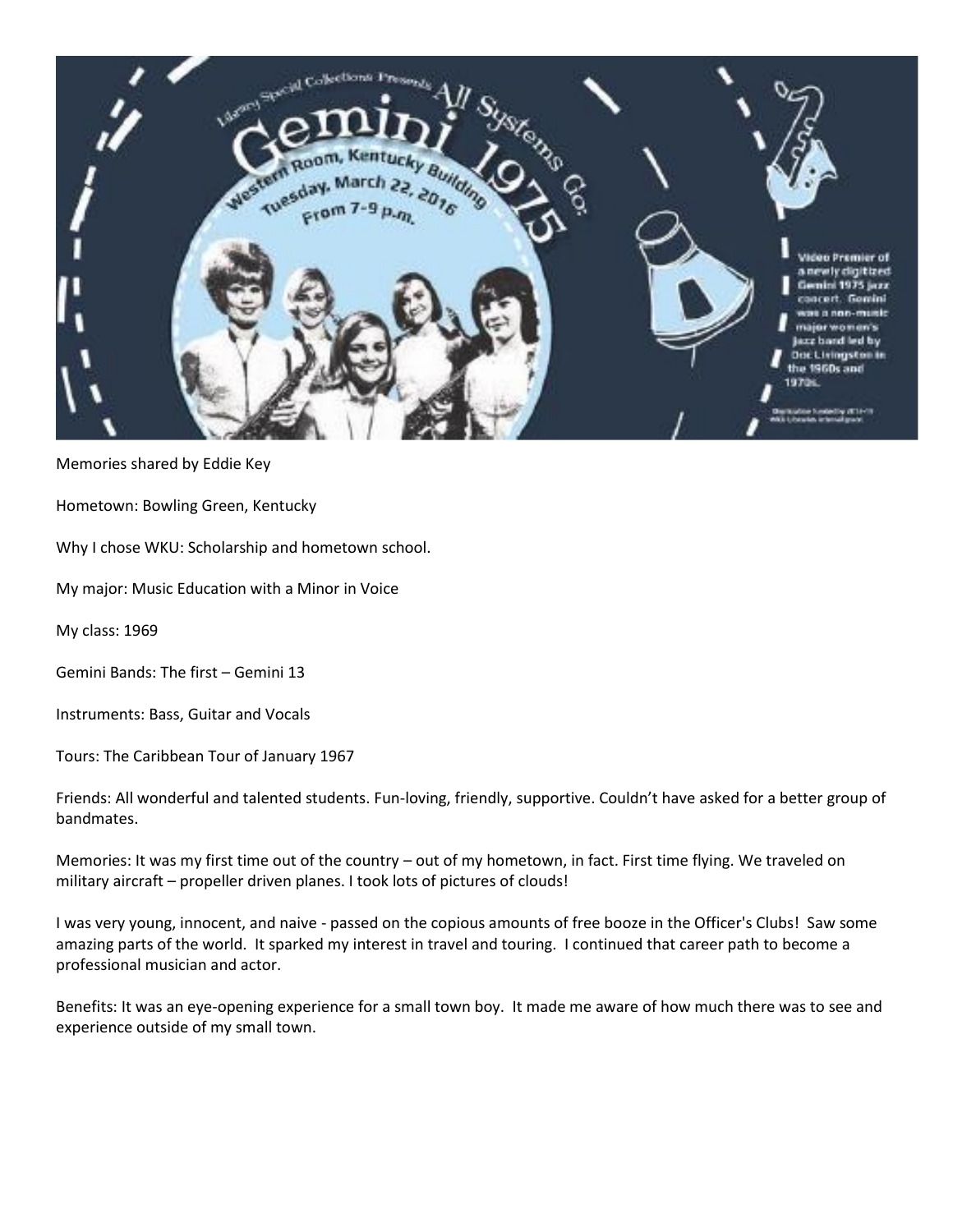Library Special Collections Presents All Systems Go:

Gemini 1975

Western Room, Kentucky Building
Tuesday, March 22, 2016
From 7-9 p.m.

Video Premier of a newly digitized Gemini 1975 jazz concert. Gemini was a non-music major women's jazz band led by Doc Livingston in the 1960s and 1970s.

Memories shared by Eddie Key

Hometown: Bowling Green, Kentucky

Why I chose WKU: Scholarship and hometown school.

My major: Music Education with a Minor in Voice

My class: 1969

Gemini Bands: The first – Gemini 13

Instruments: Bass, Guitar and Vocals

Tours: The Caribbean Tour of January 1967

Friends: All wonderful and talented students. Fun-loving, friendly, supportive. Couldn't have asked for a better group of bandmates.

Memories: It was my first time out of the country – out of my hometown, in fact. First time flying. We traveled on military aircraft – propeller driven planes. I took lots of pictures of clouds!

I was very young, innocent, and naive - passed on the copious amounts of free booze in the Officer's Clubs! Saw some amazing parts of the world. It sparked my interest in travel and touring. I continued that career path to become a professional musician and actor.

Benefits: It was an eye-opening experience for a small town boy. It made me aware of how much there was to see and experience outside of my small town.